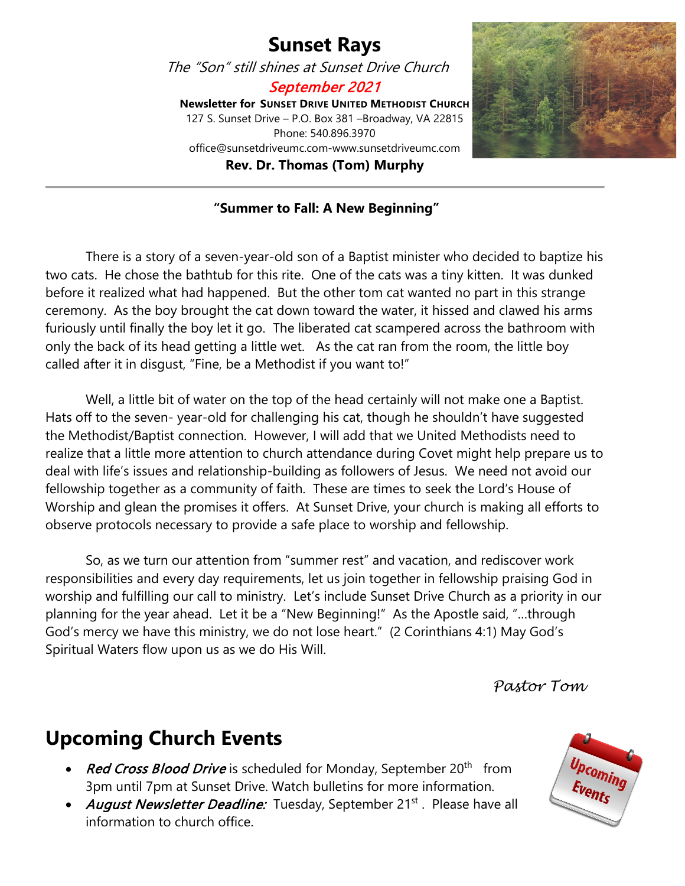# Sunset Rays

*The "Son" still shines at Sunset Drive Church*

*September 2021*

**Newsletter for SUNSET DRIVE UNITED METHODIST CHURCH**

127 S. Sunset Drive – P.O. Box 381 –Broadway, VA 22815

Phone: 540.896.3970

office@sunsetdriveumc.com-www.sunsetdriveumc.com

**Rev. Dr. Thomas (Tom) Murphy**

---

**"Summer to Fall: A New Beginning"**

There is a story of a seven-year-old son of a Baptist minister who decided to baptize his two cats. He chose the bathtub for this rite. One of the cats was a tiny kitten. It was dunked before it realized what had happened. But the other tom cat wanted no part in this strange ceremony. As the boy brought the cat down toward the water, it hissed and clawed his arms furiously until finally the boy let it go. The liberated cat scampered across the bathroom with only the back of its head getting a little wet. As the cat ran from the room, the little boy called after it in disgust, "Fine, be a Methodist if you want to!"

Well, a little bit of water on the top of the head certainly will not make one a Baptist. Hats off to the seven- year-old for challenging his cat, though he shouldn't have suggested the Methodist/Baptist connection. However, I will add that we United Methodists need to realize that a little more attention to church attendance during Covet might help prepare us to deal with life's issues and relationship-building as followers of Jesus. We need not avoid our fellowship together as a community of faith. These are times to seek the Lord's House of Worship and glean the promises it offers. At Sunset Drive, your church is making all efforts to observe protocols necessary to provide a safe place to worship and fellowship.

So, as we turn our attention from "summer rest" and vacation, and rediscover work responsibilities and every day requirements, let us join together in fellowship praising God in worship and fulfilling our call to ministry. Let's include Sunset Drive Church as a priority in our planning for the year ahead. Let it be a "New Beginning!" As the Apostle said, "…through God's mercy we have this ministry, we do not lose heart." (2 Corinthians 4:1) May God's Spiritual Waters flow upon us as we do His Will.

*Pastor Tom*

## Upcoming Church Events

- ***Red Cross Blood Drive*** is scheduled for Monday, September 20th from 3pm until 7pm at Sunset Drive. Watch bulletins for more information.
- ***August Newsletter Deadline:*** Tuesday, September 21st . Please have all information to church office.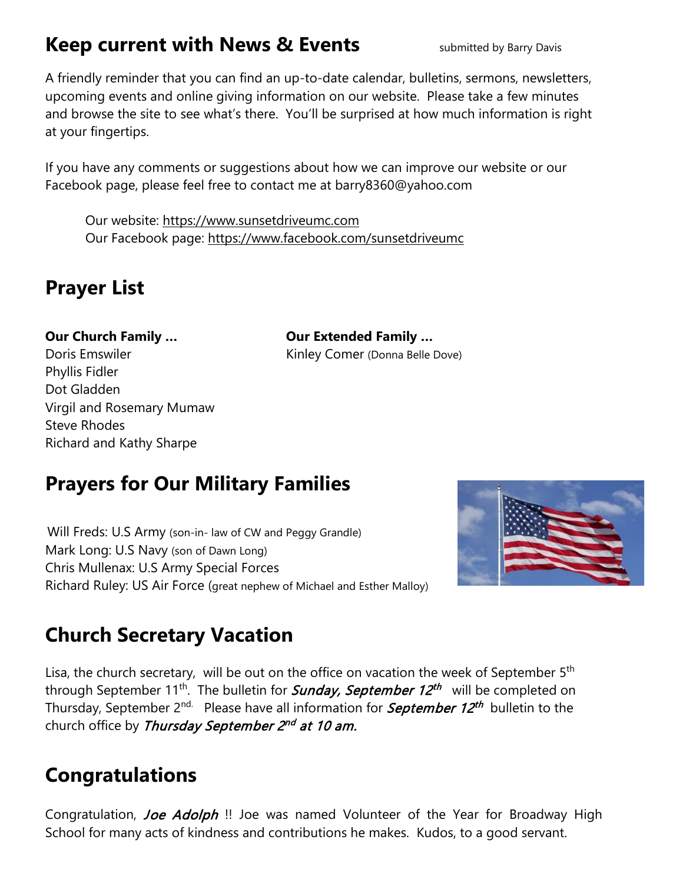## Keep current with News & Events

submitted by Barry Davis

A friendly reminder that you can find an up-to-date calendar, bulletins, sermons, newsletters, upcoming events and online giving information on our website. Please take a few minutes and browse the site to see what's there. You'll be surprised at how much information is right at your fingertips.

If you have any comments or suggestions about how we can improve our website or our Facebook page, please feel free to contact me at barry8360@yahoo.com

Our website: https://www.sunsetdriveumc.com
Our Facebook page: https://www.facebook.com/sunsetdriveumc

## Prayer List

**Our Church Family …**
Doris Emswiler
Phyllis Fidler
Dot Gladden
Virgil and Rosemary Mumaw
Steve Rhodes
Richard and Kathy Sharpe

**Our Extended Family …**
Kinley Comer (Donna Belle Dove)

## Prayers for Our Military Families

Will Freds: U.S Army (son-in- law of CW and Peggy Grandle)
Mark Long: U.S Navy (son of Dawn Long)
Chris Mullenax: U.S Army Special Forces
Richard Ruley: US Air Force (great nephew of Michael and Esther Malloy)

## Church Secretary Vacation

Lisa, the church secretary, will be out on the office on vacation the week of September 5th through September 11th. The bulletin for ***Sunday, September 12th*** will be completed on Thursday, September 2nd. Please have all information for ***September 12th*** bulletin to the church office by ***Thursday September 2nd at 10 am.***

## Congratulations

Congratulation, ***Joe Adolph*** !! Joe was named Volunteer of the Year for Broadway High School for many acts of kindness and contributions he makes. Kudos, to a good servant.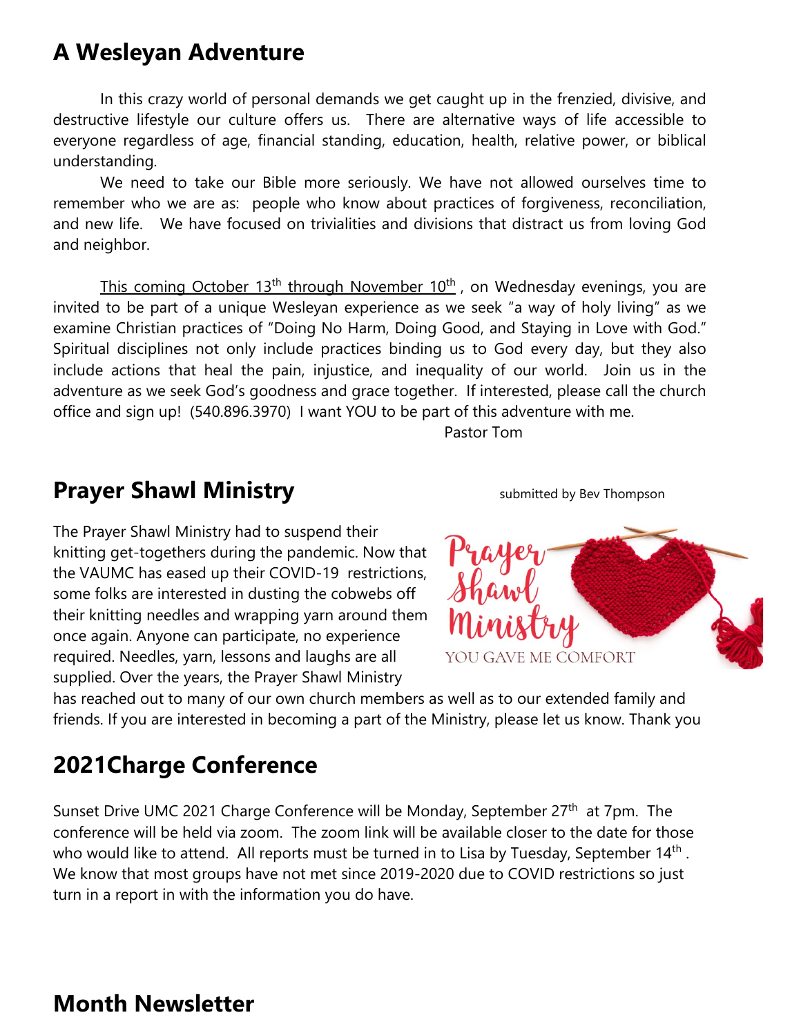## A Wesleyan Adventure

In this crazy world of personal demands we get caught up in the frenzied, divisive, and destructive lifestyle our culture offers us. There are alternative ways of life accessible to everyone regardless of age, financial standing, education, health, relative power, or biblical understanding.

We need to take our Bible more seriously. We have not allowed ourselves time to remember who we are as: people who know about practices of forgiveness, reconciliation, and new life. We have focused on trivialities and divisions that distract us from loving God and neighbor.

This coming October 13th through November 10th , on Wednesday evenings, you are invited to be part of a unique Wesleyan experience as we seek "a way of holy living" as we examine Christian practices of "Doing No Harm, Doing Good, and Staying in Love with God." Spiritual disciplines not only include practices binding us to God every day, but they also include actions that heal the pain, injustice, and inequality of our world. Join us in the adventure as we seek God's goodness and grace together. If interested, please call the church office and sign up! (540.896.3970) I want YOU to be part of this adventure with me.

Pastor Tom

## Prayer Shawl Ministry

submitted by Bev Thompson

The Prayer Shawl Ministry had to suspend their knitting get-togethers during the pandemic. Now that the VAUMC has eased up their COVID-19 restrictions, some folks are interested in dusting the cobwebs off their knitting needles and wrapping yarn around them once again. Anyone can participate, no experience required. Needles, yarn, lessons and laughs are all supplied. Over the years, the Prayer Shawl Ministry has reached out to many of our own church members as well as to our extended family and friends. If you are interested in becoming a part of the Ministry, please let us know. Thank you

Prayer Shawl Ministry

YOU GAVE ME COMFORT

## 2021Charge Conference

Sunset Drive UMC 2021 Charge Conference will be Monday, September 27th at 7pm. The conference will be held via zoom. The zoom link will be available closer to the date for those who would like to attend. All reports must be turned in to Lisa by Tuesday, September 14th . We know that most groups have not met since 2019-2020 due to COVID restrictions so just turn in a report in with the information you do have.

## Month Newsletter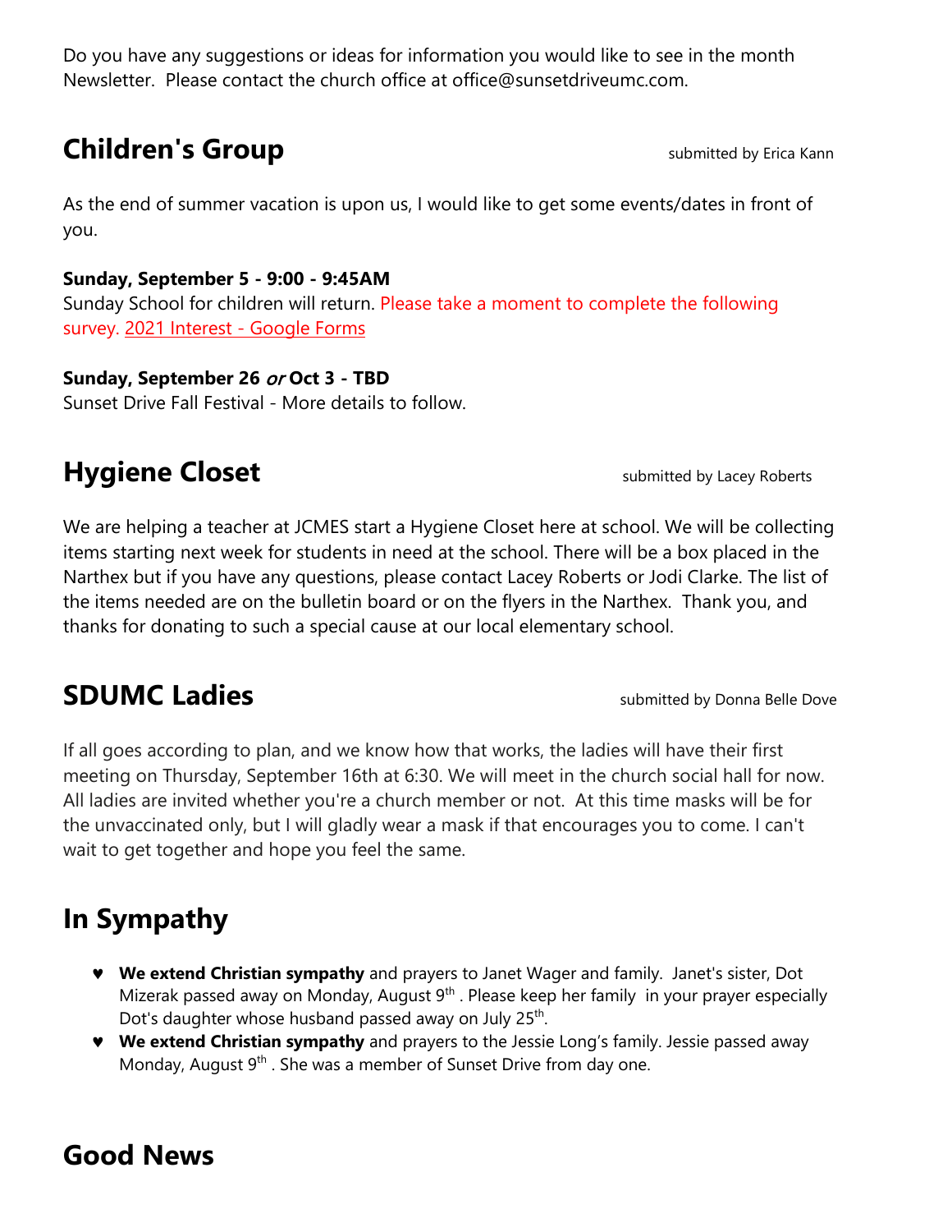Do you have any suggestions or ideas for information you would like to see in the month Newsletter. Please contact the church office at office@sunsetdriveumc.com.

## Children's Group

submitted by Erica Kann

As the end of summer vacation is upon us, I would like to get some events/dates in front of you.

**Sunday, September 5 - 9:00 - 9:45AM**
Sunday School for children will return. Please take a moment to complete the following survey. 2021 Interest - Google Forms

**Sunday, September 26 *or* Oct 3 - TBD**
Sunset Drive Fall Festival - More details to follow.

## Hygiene Closet

submitted by Lacey Roberts

We are helping a teacher at JCMES start a Hygiene Closet here at school. We will be collecting items starting next week for students in need at the school. There will be a box placed in the Narthex but if you have any questions, please contact Lacey Roberts or Jodi Clarke. The list of the items needed are on the bulletin board or on the flyers in the Narthex. Thank you, and thanks for donating to such a special cause at our local elementary school.

## SDUMC Ladies

submitted by Donna Belle Dove

If all goes according to plan, and we know how that works, the ladies will have their first meeting on Thursday, September 16th at 6:30. We will meet in the church social hall for now. All ladies are invited whether you're a church member or not. At this time masks will be for the unvaccinated only, but I will gladly wear a mask if that encourages you to come. I can't wait to get together and hope you feel the same.

## In Sympathy

- **We extend Christian sympathy** and prayers to Janet Wager and family. Janet's sister, Dot Mizerak passed away on Monday, August 9th . Please keep her family in your prayer especially Dot's daughter whose husband passed away on July 25th.
- **We extend Christian sympathy** and prayers to the Jessie Long's family. Jessie passed away Monday, August 9th . She was a member of Sunset Drive from day one.

## Good News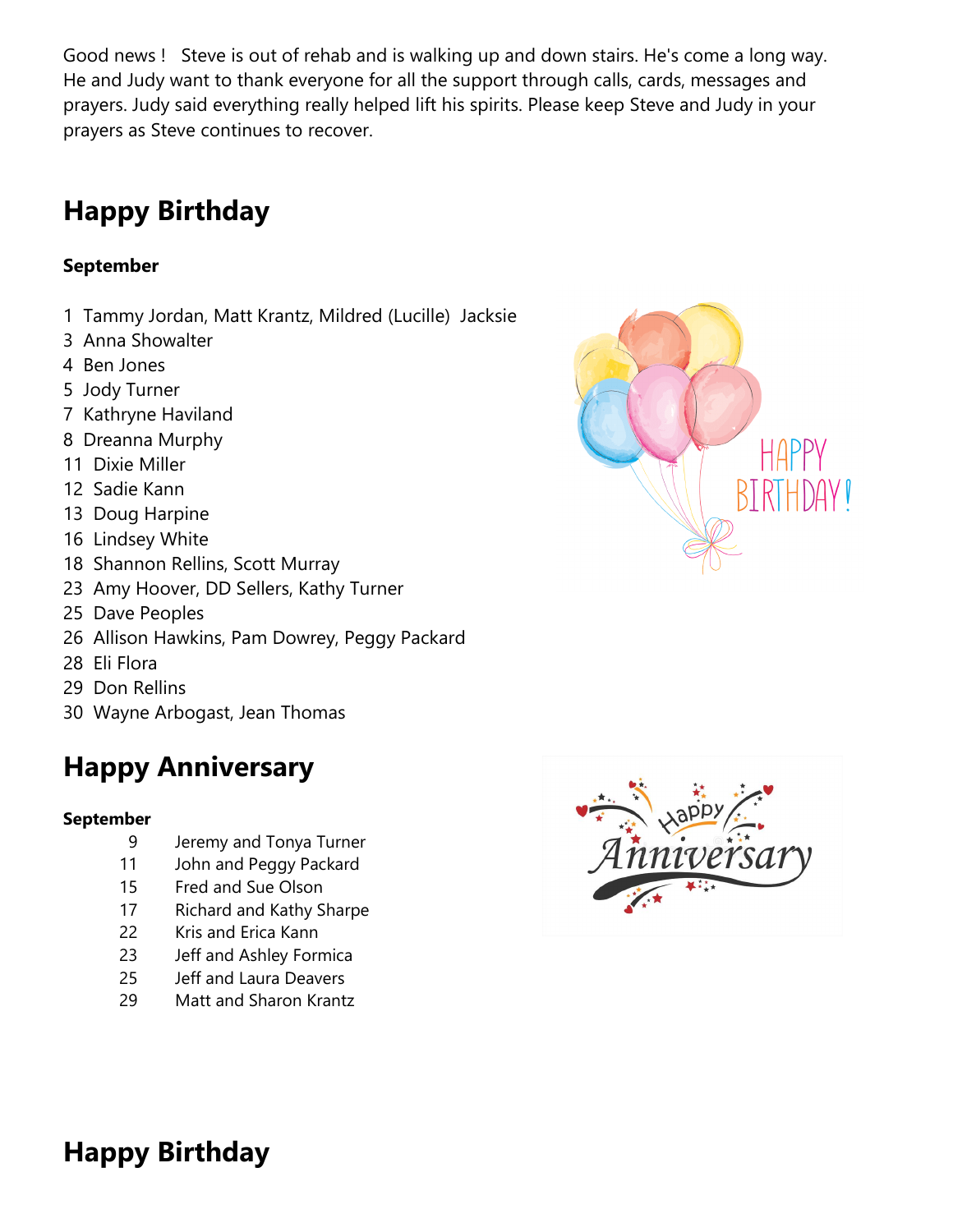Good news ! Steve is out of rehab and is walking up and down stairs. He's come a long way. He and Judy want to thank everyone for all the support through calls, cards, messages and prayers. Judy said everything really helped lift his spirits. Please keep Steve and Judy in your prayers as Steve continues to recover.

## Happy Birthday

**September**

1 Tammy Jordan, Matt Krantz, Mildred (Lucille) Jacksie
3 Anna Showalter
4 Ben Jones
5 Jody Turner
7 Kathryne Haviland
8 Dreanna Murphy
11 Dixie Miller
12 Sadie Kann
13 Doug Harpine
16 Lindsey White
18 Shannon Rellins, Scott Murray
23 Amy Hoover, DD Sellers, Kathy Turner
25 Dave Peoples
26 Allison Hawkins, Pam Dowrey, Peggy Packard
28 Eli Flora
29 Don Rellins
30 Wayne Arbogast, Jean Thomas

## Happy Anniversary

**September**

9 Jeremy and Tonya Turner
11 John and Peggy Packard
15 Fred and Sue Olson
17 Richard and Kathy Sharpe
22 Kris and Erica Kann
23 Jeff and Ashley Formica
25 Jeff and Laura Deavers
29 Matt and Sharon Krantz

## Happy Birthday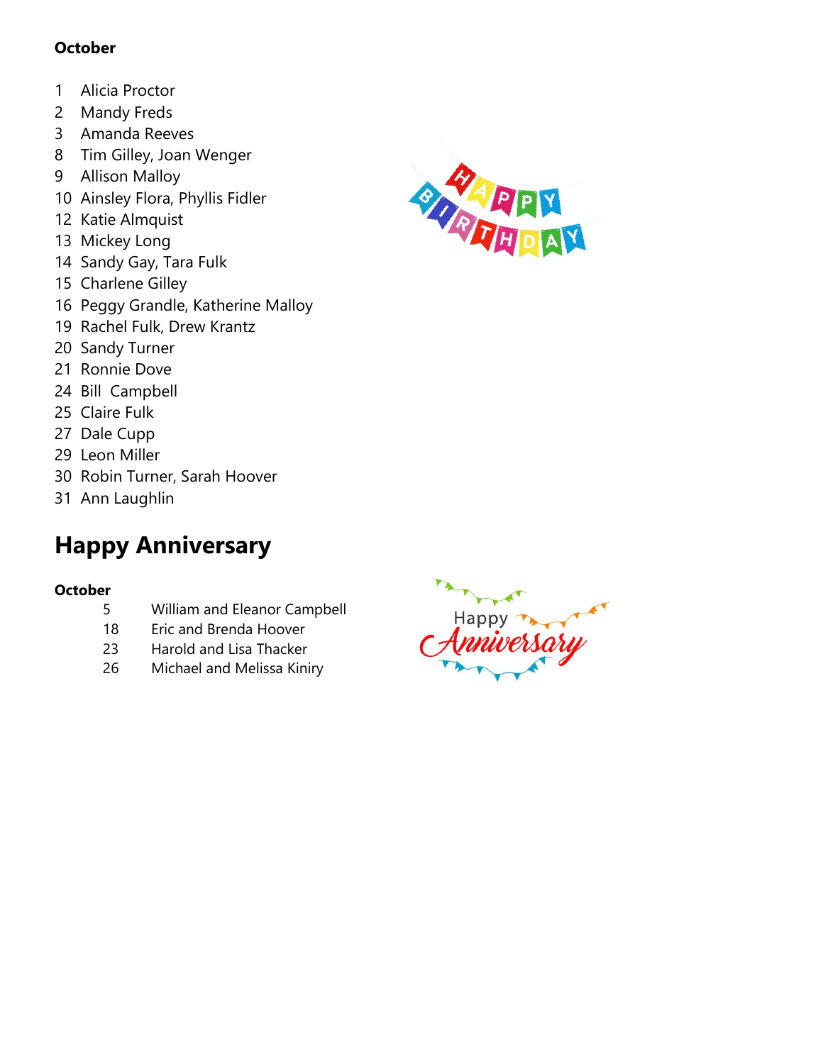**October**

1 Alicia Proctor
2 Mandy Freds
3 Amanda Reeves
8 Tim Gilley, Joan Wenger
9 Allison Malloy
10 Ainsley Flora, Phyllis Fidler
12 Katie Almquist
13 Mickey Long
14 Sandy Gay, Tara Fulk
15 Charlene Gilley
16 Peggy Grandle, Katherine Malloy
19 Rachel Fulk, Drew Krantz
20 Sandy Turner
21 Ronnie Dove
24 Bill Campbell
25 Claire Fulk
27 Dale Cupp
29 Leon Miller
30 Robin Turner, Sarah Hoover
31 Ann Laughlin

## Happy Anniversary

**October**

5 William and Eleanor Campbell
18 Eric and Brenda Hoover
23 Harold and Lisa Thacker
26 Michael and Melissa Kiniry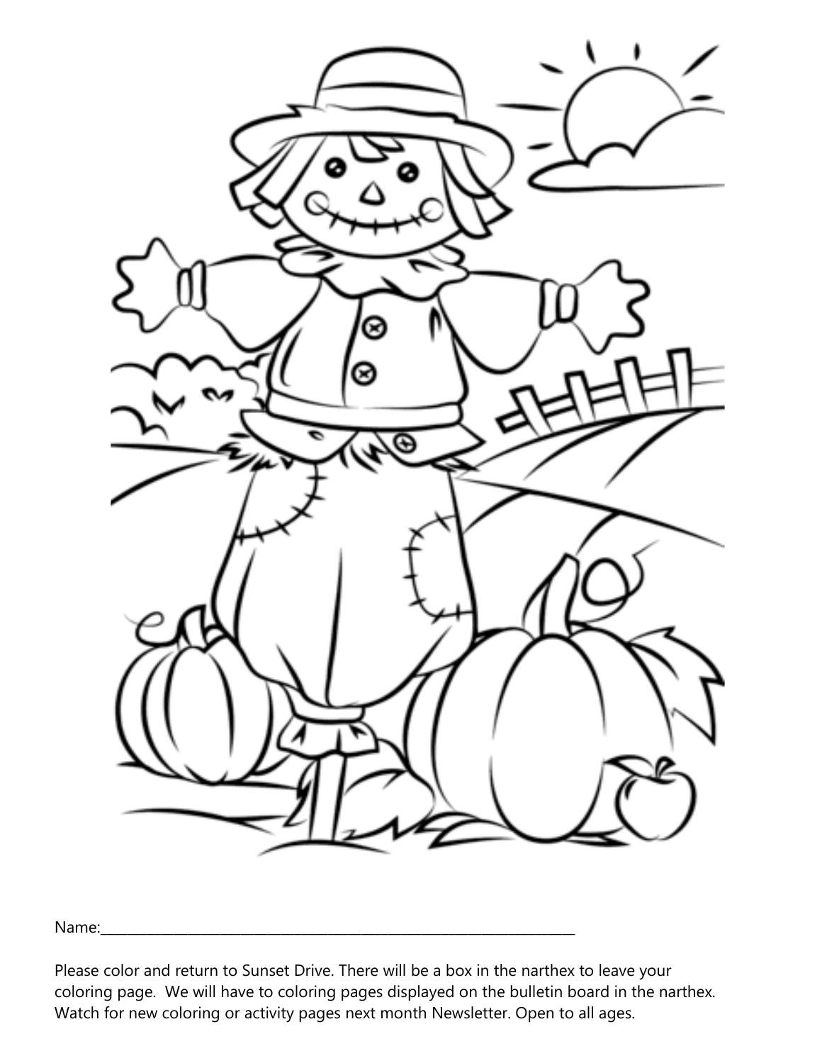Name:___________________________________________________________________________

Please color and return to Sunset Drive. There will be a box in the narthex to leave your coloring page. We will have to coloring pages displayed on the bulletin board in the narthex. Watch for new coloring or activity pages next month Newsletter. Open to all ages.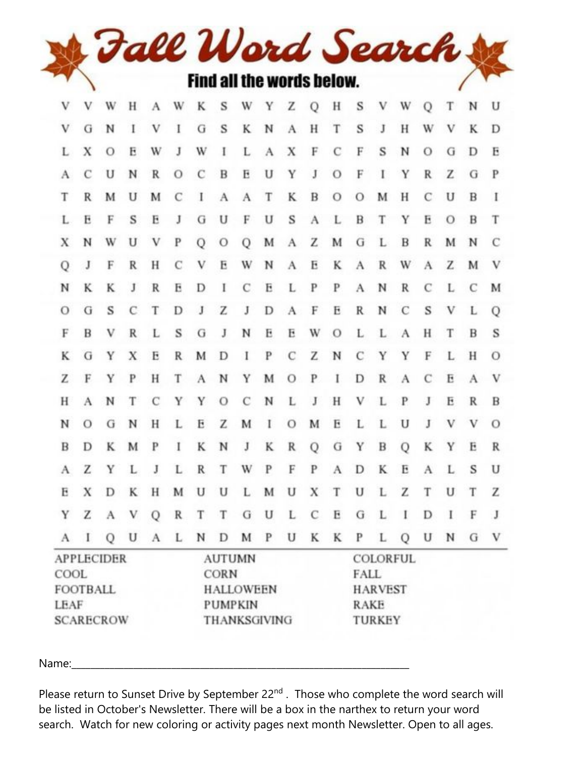# Fall Word Search

**Find all the words below.**

| | | | | | | | | | | | | | | | | | | | |
|---|---|---|---|---|---|---|---|---|---|---|---|---|---|---|---|---|---|---|---|
| V | V | W | H | A | W | K | S | W | Y | Z | Q | H | S | V | W | Q | T | N | U |
| V | G | N | I | V | I | G | S | K | N | A | H | T | S | J | H | W | V | K | D |
| L | X | O | E | W | J | W | I | L | A | X | F | C | F | S | N | O | G | D | E |
| A | C | U | N | R | O | C | B | E | U | Y | J | O | F | I | Y | R | Z | G | P |
| T | R | M | U | M | C | I | A | A | T | K | B | O | O | M | H | C | U | B | I |
| L | E | F | S | E | J | G | U | F | U | S | A | L | B | T | Y | E | O | B | T |
| X | N | W | U | V | P | Q | O | Q | M | A | Z | M | G | L | B | R | M | N | C |
| Q | J | F | R | H | C | V | E | W | N | A | E | K | A | R | W | A | Z | M | V |
| N | K | K | J | R | E | D | I | C | E | L | P | P | A | N | R | C | L | C | M |
| O | G | S | C | T | D | J | Z | J | D | A | F | E | R | N | C | S | V | L | Q |
| F | B | V | R | L | S | G | J | N | E | E | W | O | L | L | A | H | T | B | S |
| K | G | Y | X | E | R | M | D | I | P | C | Z | N | C | Y | Y | F | L | H | O |
| Z | F | Y | P | H | T | A | N | Y | M | O | P | I | D | R | A | C | E | A | V |
| H | A | N | T | C | Y | Y | O | C | N | L | J | H | V | L | P | J | E | R | B |
| N | O | G | N | H | L | E | Z | M | I | O | M | E | L | L | U | J | V | V | O |
| B | D | K | M | P | I | K | N | J | K | R | Q | G | Y | B | Q | K | Y | E | R |
| A | Z | Y | L | J | L | R | T | W | P | F | P | A | D | K | E | A | L | S | U |
| E | X | D | K | H | M | U | U | L | M | U | X | T | U | L | Z | T | U | T | Z |
| Y | Z | A | V | Q | R | T | T | G | U | L | C | E | G | L | I | D | I | F | J |
| A | I | Q | U | A | L | N | D | M | P | U | K | K | P | L | Q | U | N | G | V |

| | | |
|---|---|---|
| APPLECIDER | AUTUMN | COLORFUL |
| COOL | CORN | FALL |
| FOOTBALL | HALLOWEEN | HARVEST |
| LEAF | PUMPKIN | RAKE |
| SCARECROW | THANKSGIVING | TURKEY |

Name:_______________________________________________

Please return to Sunset Drive by September 22nd . Those who complete the word search will be listed in October's Newsletter. There will be a box in the narthex to return your word search. Watch for new coloring or activity pages next month Newsletter. Open to all ages.